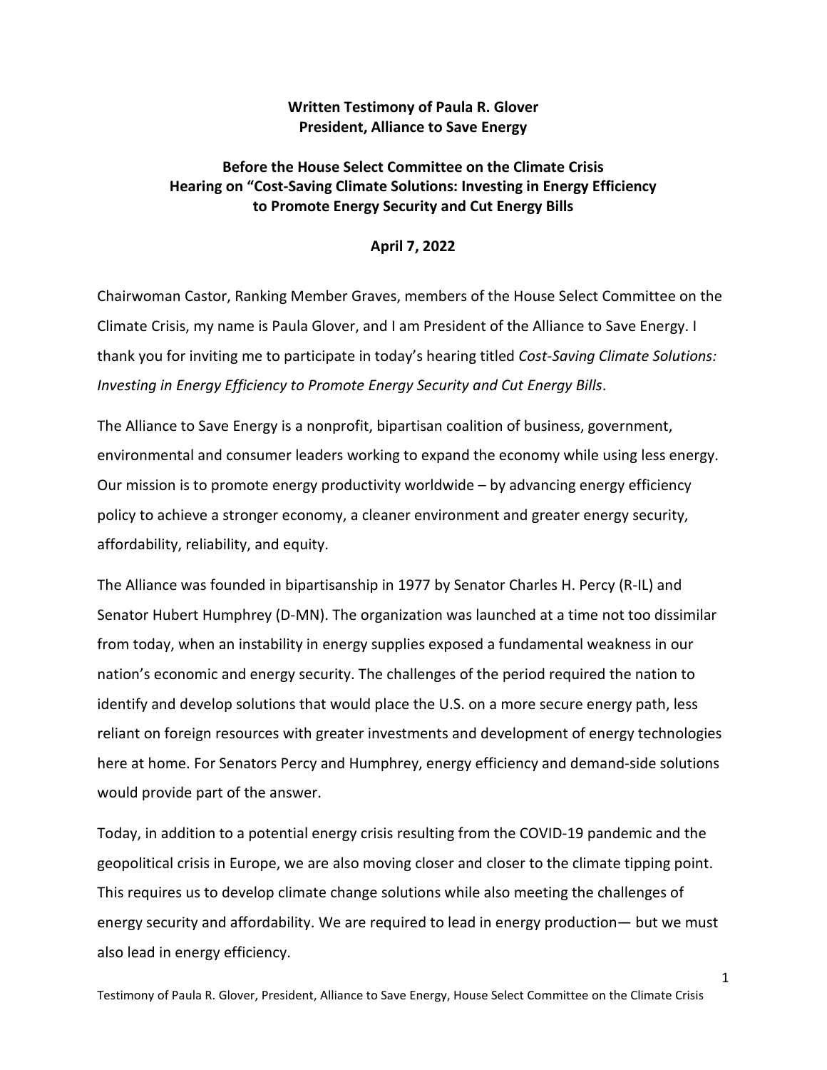**Written Testimony of Paula R. Glover**
**President, Alliance to Save Energy**

**Before the House Select Committee on the Climate Crisis**
**Hearing on "Cost-Saving Climate Solutions: Investing in Energy Efficiency to Promote Energy Security and Cut Energy Bills**

**April 7, 2022**

Chairwoman Castor, Ranking Member Graves, members of the House Select Committee on the Climate Crisis, my name is Paula Glover, and I am President of the Alliance to Save Energy. I thank you for inviting me to participate in today's hearing titled *Cost-Saving Climate Solutions: Investing in Energy Efficiency to Promote Energy Security and Cut Energy Bills*.

The Alliance to Save Energy is a nonprofit, bipartisan coalition of business, government, environmental and consumer leaders working to expand the economy while using less energy. Our mission is to promote energy productivity worldwide – by advancing energy efficiency policy to achieve a stronger economy, a cleaner environment and greater energy security, affordability, reliability, and equity.

The Alliance was founded in bipartisanship in 1977 by Senator Charles H. Percy (R-IL) and Senator Hubert Humphrey (D-MN). The organization was launched at a time not too dissimilar from today, when an instability in energy supplies exposed a fundamental weakness in our nation's economic and energy security. The challenges of the period required the nation to identify and develop solutions that would place the U.S. on a more secure energy path, less reliant on foreign resources with greater investments and development of energy technologies here at home. For Senators Percy and Humphrey, energy efficiency and demand-side solutions would provide part of the answer.

Today, in addition to a potential energy crisis resulting from the COVID-19 pandemic and the geopolitical crisis in Europe, we are also moving closer and closer to the climate tipping point. This requires us to develop climate change solutions while also meeting the challenges of energy security and affordability. We are required to lead in energy production— but we must also lead in energy efficiency.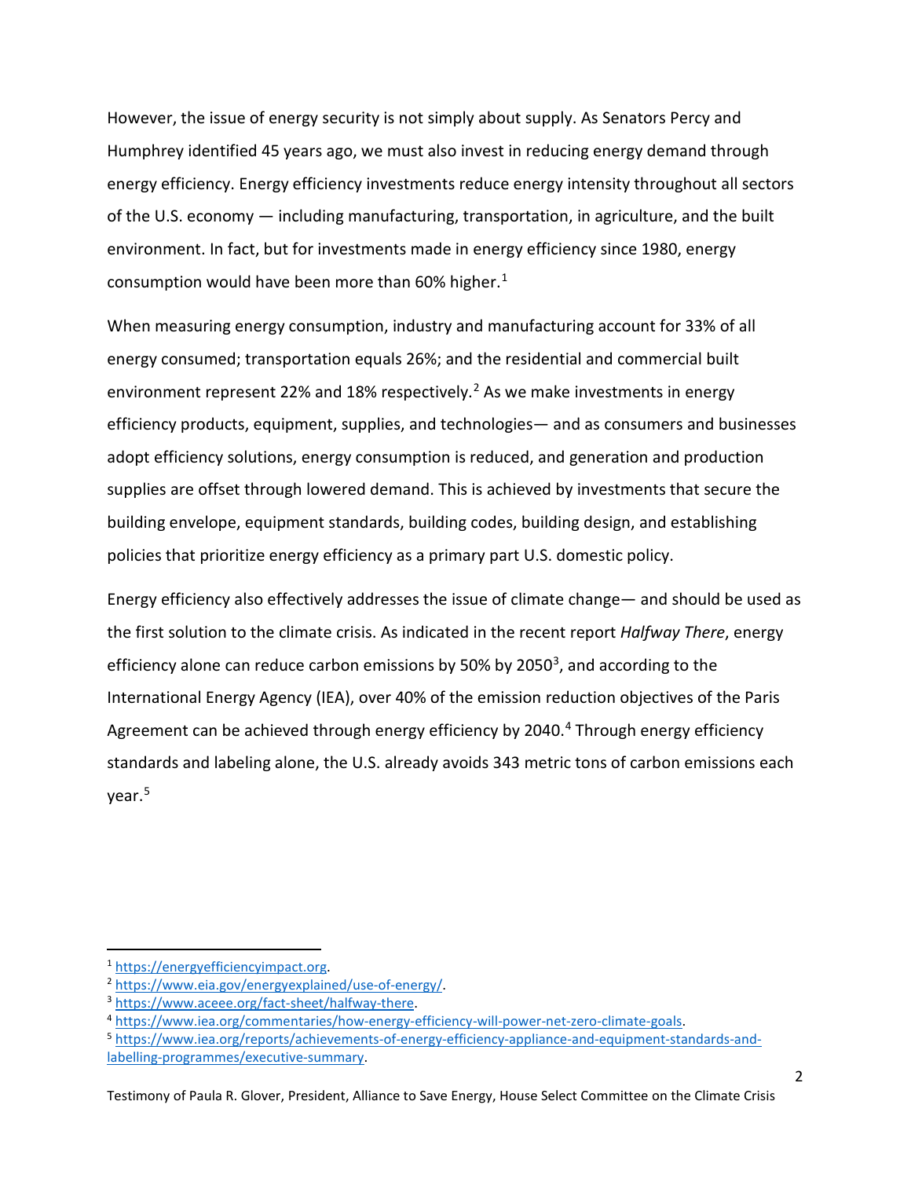However, the issue of energy security is not simply about supply. As Senators Percy and Humphrey identified 45 years ago, we must also invest in reducing energy demand through energy efficiency. Energy efficiency investments reduce energy intensity throughout all sectors of the U.S. economy — including manufacturing, transportation, in agriculture, and the built environment. In fact, but for investments made in energy efficiency since 1980, energy consumption would have been more than 60% higher.[1]

When measuring energy consumption, industry and manufacturing account for 33% of all energy consumed; transportation equals 26%; and the residential and commercial built environment represent 22% and 18% respectively.[2] As we make investments in energy efficiency products, equipment, supplies, and technologies— and as consumers and businesses adopt efficiency solutions, energy consumption is reduced, and generation and production supplies are offset through lowered demand. This is achieved by investments that secure the building envelope, equipment standards, building codes, building design, and establishing policies that prioritize energy efficiency as a primary part U.S. domestic policy.

Energy efficiency also effectively addresses the issue of climate change— and should be used as the first solution to the climate crisis. As indicated in the recent report *Halfway There*, energy efficiency alone can reduce carbon emissions by 50% by 2050[3], and according to the International Energy Agency (IEA), over 40% of the emission reduction objectives of the Paris Agreement can be achieved through energy efficiency by 2040.[4] Through energy efficiency standards and labeling alone, the U.S. already avoids 343 metric tons of carbon emissions each year.[5]

---

[1] https://energyefficiencyimpact.org.

[2] https://www.eia.gov/energyexplained/use-of-energy/.

[3] https://www.aceee.org/fact-sheet/halfway-there.

[4] https://www.iea.org/commentaries/how-energy-efficiency-will-power-net-zero-climate-goals.

[5] https://www.iea.org/reports/achievements-of-energy-efficiency-appliance-and-equipment-standards-and-labelling-programmes/executive-summary.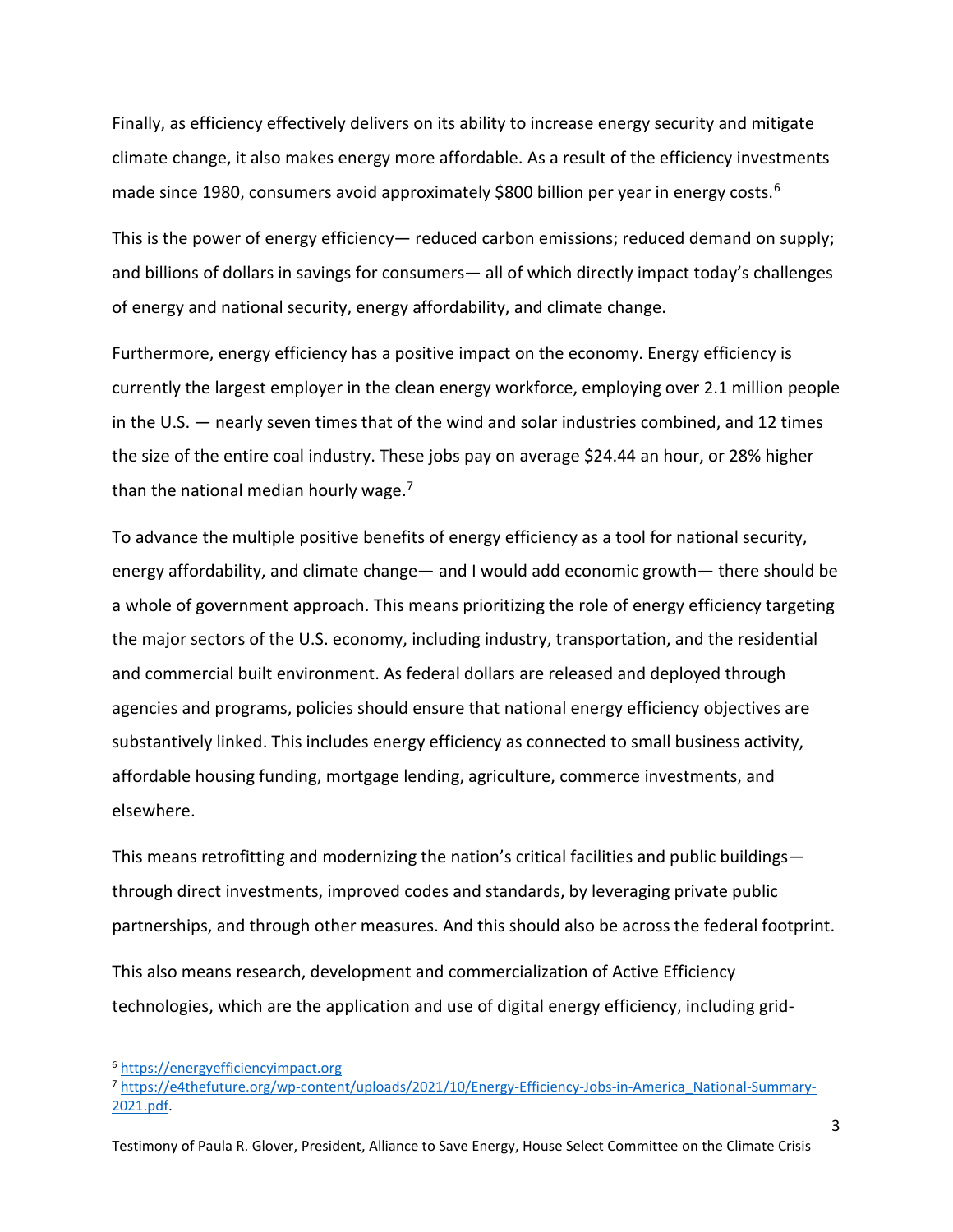Finally, as efficiency effectively delivers on its ability to increase energy security and mitigate climate change, it also makes energy more affordable. As a result of the efficiency investments made since 1980, consumers avoid approximately $800 billion per year in energy costs.[6]

This is the power of energy efficiency— reduced carbon emissions; reduced demand on supply; and billions of dollars in savings for consumers— all of which directly impact today's challenges of energy and national security, energy affordability, and climate change.

Furthermore, energy efficiency has a positive impact on the economy. Energy efficiency is currently the largest employer in the clean energy workforce, employing over 2.1 million people in the U.S. — nearly seven times that of the wind and solar industries combined, and 12 times the size of the entire coal industry. These jobs pay on average $24.44 an hour, or 28% higher than the national median hourly wage.[7]

To advance the multiple positive benefits of energy efficiency as a tool for national security, energy affordability, and climate change— and I would add economic growth— there should be a whole of government approach. This means prioritizing the role of energy efficiency targeting the major sectors of the U.S. economy, including industry, transportation, and the residential and commercial built environment. As federal dollars are released and deployed through agencies and programs, policies should ensure that national energy efficiency objectives are substantively linked. This includes energy efficiency as connected to small business activity, affordable housing funding, mortgage lending, agriculture, commerce investments, and elsewhere.

This means retrofitting and modernizing the nation's critical facilities and public buildings— through direct investments, improved codes and standards, by leveraging private public partnerships, and through other measures. And this should also be across the federal footprint.

This also means research, development and commercialization of Active Efficiency technologies, which are the application and use of digital energy efficiency, including grid-

---

[6] https://energyefficiencyimpact.org

[7] https://e4thefuture.org/wp-content/uploads/2021/10/Energy-Efficiency-Jobs-in-America_National-Summary-2021.pdf.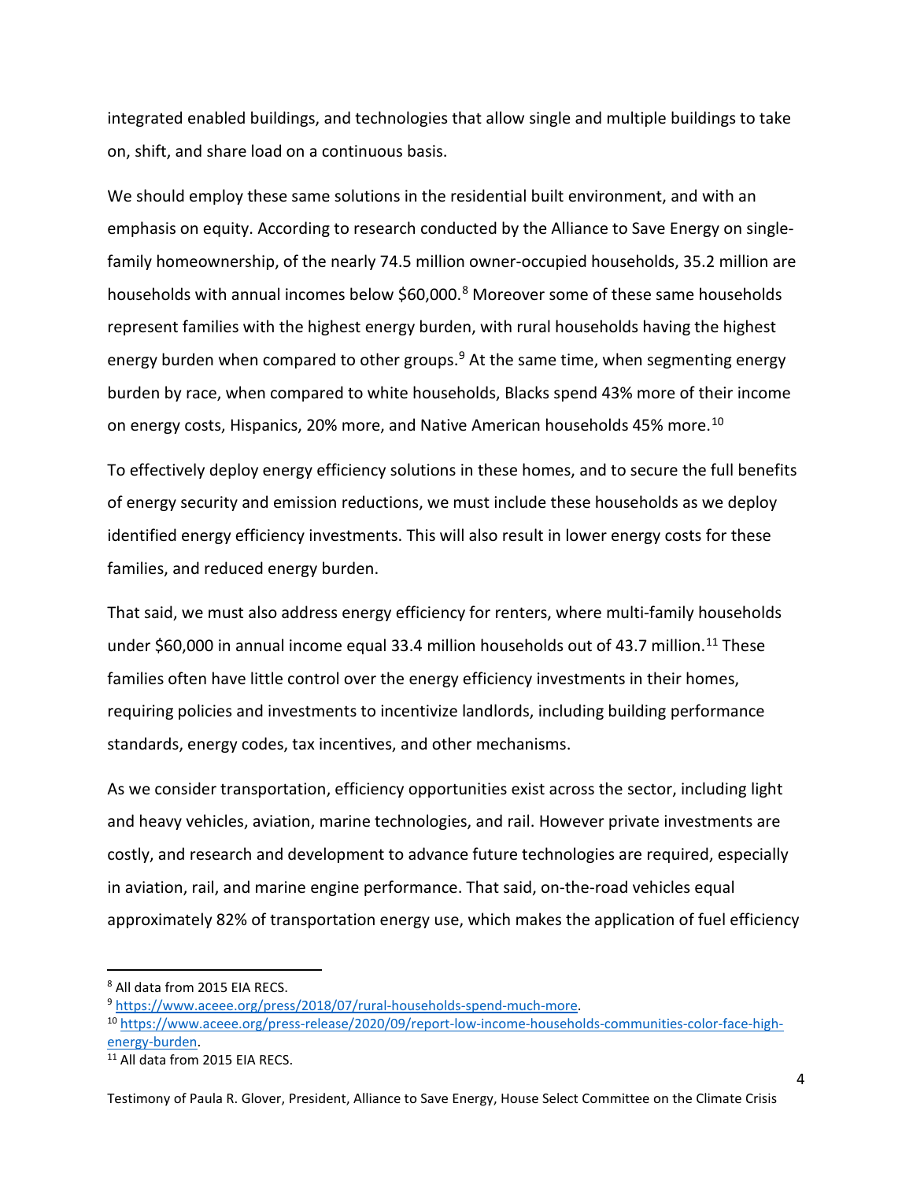integrated enabled buildings, and technologies that allow single and multiple buildings to take on, shift, and share load on a continuous basis.

We should employ these same solutions in the residential built environment, and with an emphasis on equity. According to research conducted by the Alliance to Save Energy on single-family homeownership, of the nearly 74.5 million owner-occupied households, 35.2 million are households with annual incomes below $60,000.[8] Moreover some of these same households represent families with the highest energy burden, with rural households having the highest energy burden when compared to other groups.[9] At the same time, when segmenting energy burden by race, when compared to white households, Blacks spend 43% more of their income on energy costs, Hispanics, 20% more, and Native American households 45% more.[10]

To effectively deploy energy efficiency solutions in these homes, and to secure the full benefits of energy security and emission reductions, we must include these households as we deploy identified energy efficiency investments. This will also result in lower energy costs for these families, and reduced energy burden.

That said, we must also address energy efficiency for renters, where multi-family households under $60,000 in annual income equal 33.4 million households out of 43.7 million.[11] These families often have little control over the energy efficiency investments in their homes, requiring policies and investments to incentivize landlords, including building performance standards, energy codes, tax incentives, and other mechanisms.

As we consider transportation, efficiency opportunities exist across the sector, including light and heavy vehicles, aviation, marine technologies, and rail. However private investments are costly, and research and development to advance future technologies are required, especially in aviation, rail, and marine engine performance. That said, on-the-road vehicles equal approximately 82% of transportation energy use, which makes the application of fuel efficiency

---

[8] All data from 2015 EIA RECS.

[9] https://www.aceee.org/press/2018/07/rural-households-spend-much-more.

[10] https://www.aceee.org/press-release/2020/09/report-low-income-households-communities-color-face-high-energy-burden.

[11] All data from 2015 EIA RECS.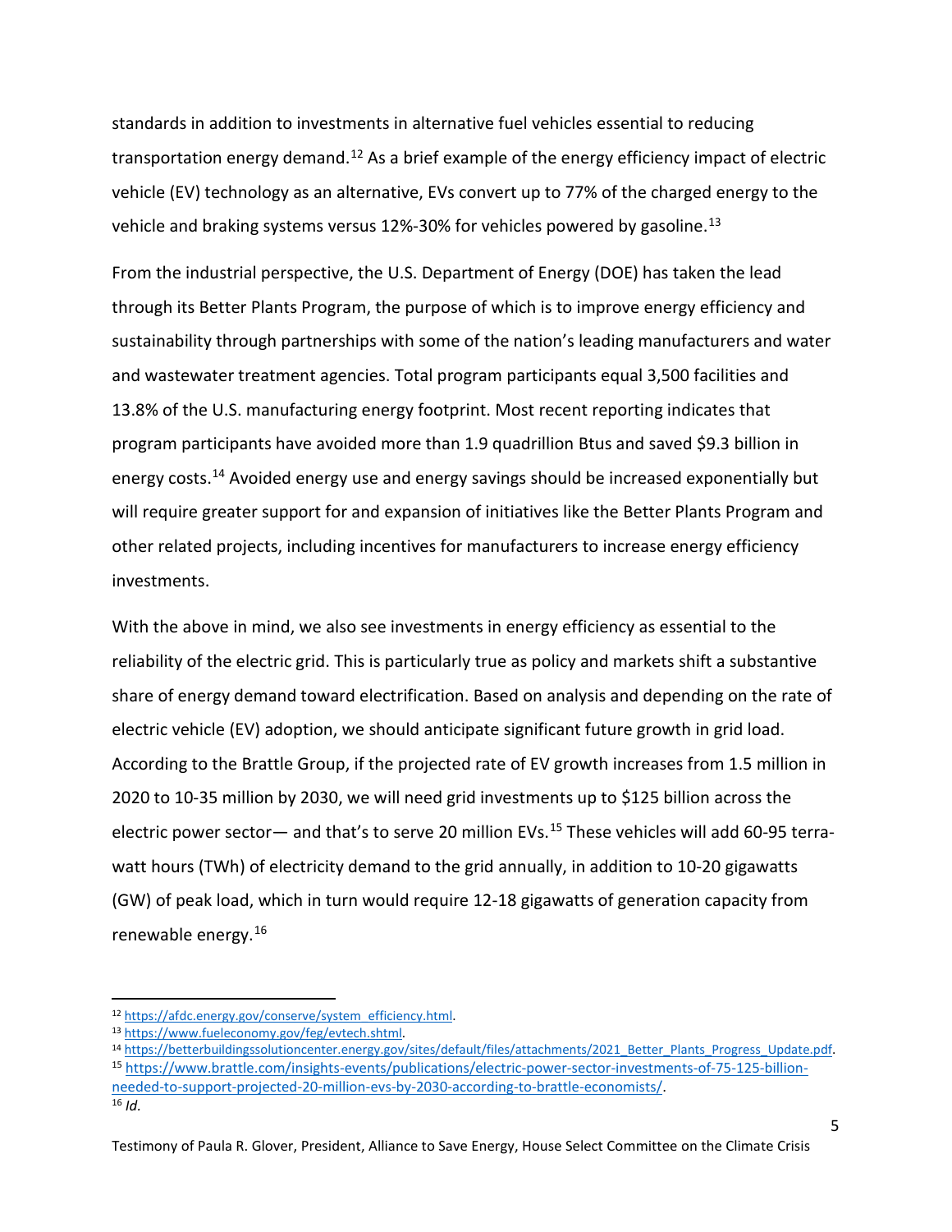standards in addition to investments in alternative fuel vehicles essential to reducing transportation energy demand.[12] As a brief example of the energy efficiency impact of electric vehicle (EV) technology as an alternative, EVs convert up to 77% of the charged energy to the vehicle and braking systems versus 12%-30% for vehicles powered by gasoline.[13]

From the industrial perspective, the U.S. Department of Energy (DOE) has taken the lead through its Better Plants Program, the purpose of which is to improve energy efficiency and sustainability through partnerships with some of the nation's leading manufacturers and water and wastewater treatment agencies. Total program participants equal 3,500 facilities and 13.8% of the U.S. manufacturing energy footprint. Most recent reporting indicates that program participants have avoided more than 1.9 quadrillion Btus and saved $9.3 billion in energy costs.[14] Avoided energy use and energy savings should be increased exponentially but will require greater support for and expansion of initiatives like the Better Plants Program and other related projects, including incentives for manufacturers to increase energy efficiency investments.

With the above in mind, we also see investments in energy efficiency as essential to the reliability of the electric grid. This is particularly true as policy and markets shift a substantive share of energy demand toward electrification. Based on analysis and depending on the rate of electric vehicle (EV) adoption, we should anticipate significant future growth in grid load. According to the Brattle Group, if the projected rate of EV growth increases from 1.5 million in 2020 to 10-35 million by 2030, we will need grid investments up to $125 billion across the electric power sector— and that's to serve 20 million EVs.[15] These vehicles will add 60-95 terra-watt hours (TWh) of electricity demand to the grid annually, in addition to 10-20 gigawatts (GW) of peak load, which in turn would require 12-18 gigawatts of generation capacity from renewable energy.[16]

---

[12] https://afdc.energy.gov/conserve/system_efficiency.html.

[13] https://www.fueleconomy.gov/feg/evtech.shtml.

[14] https://betterbuildingssolutioncenter.energy.gov/sites/default/files/attachments/2021_Better_Plants_Progress_Update.pdf.

[15] https://www.brattle.com/insights-events/publications/electric-power-sector-investments-of-75-125-billion-needed-to-support-projected-20-million-evs-by-2030-according-to-brattle-economists/.

[16] *Id.*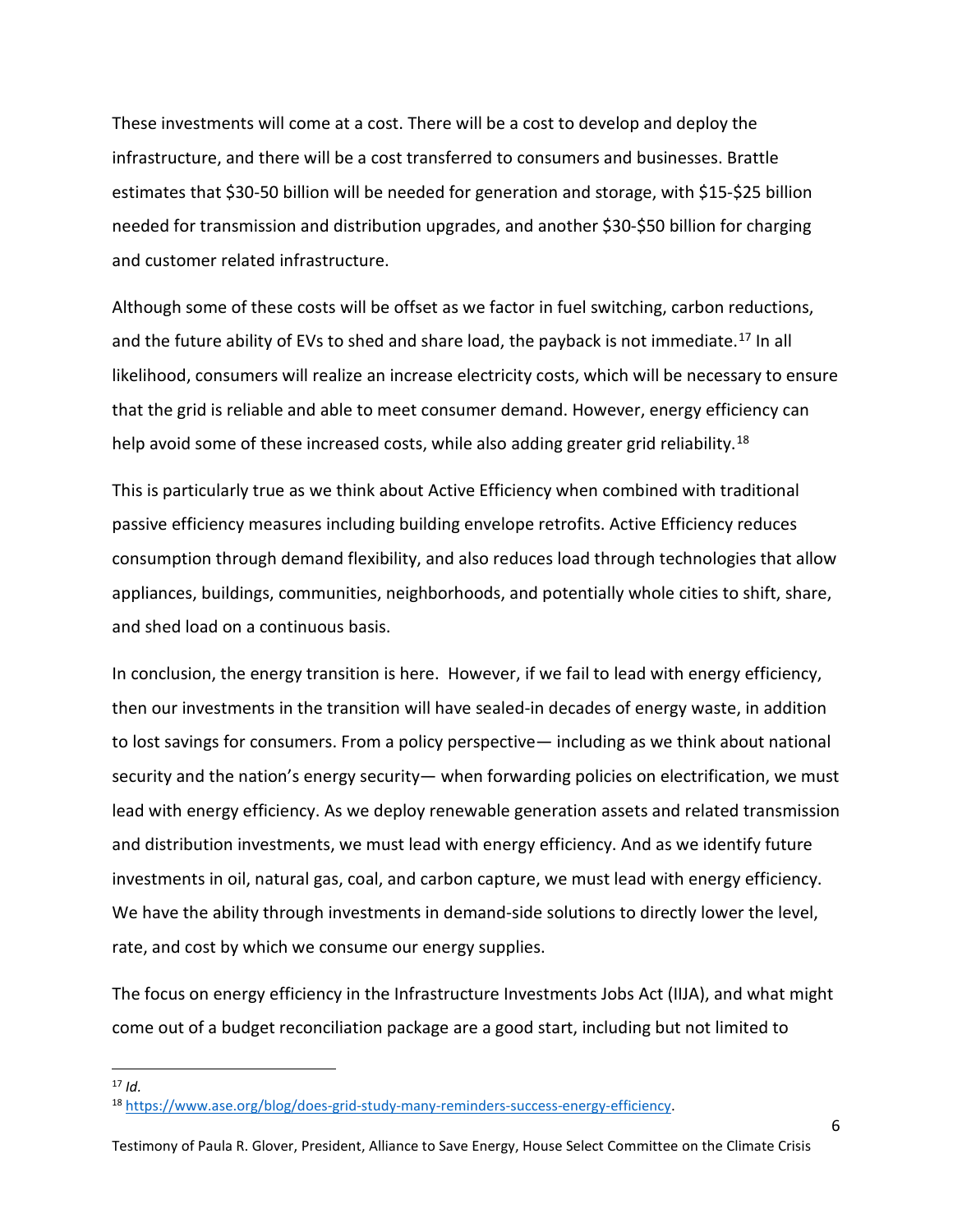These investments will come at a cost. There will be a cost to develop and deploy the infrastructure, and there will be a cost transferred to consumers and businesses. Brattle estimates that $30-50 billion will be needed for generation and storage, with $15-$25 billion needed for transmission and distribution upgrades, and another $30-$50 billion for charging and customer related infrastructure.

Although some of these costs will be offset as we factor in fuel switching, carbon reductions, and the future ability of EVs to shed and share load, the payback is not immediate.[17] In all likelihood, consumers will realize an increase electricity costs, which will be necessary to ensure that the grid is reliable and able to meet consumer demand. However, energy efficiency can help avoid some of these increased costs, while also adding greater grid reliability.[18]

This is particularly true as we think about Active Efficiency when combined with traditional passive efficiency measures including building envelope retrofits. Active Efficiency reduces consumption through demand flexibility, and also reduces load through technologies that allow appliances, buildings, communities, neighborhoods, and potentially whole cities to shift, share, and shed load on a continuous basis.

In conclusion, the energy transition is here. However, if we fail to lead with energy efficiency, then our investments in the transition will have sealed-in decades of energy waste, in addition to lost savings for consumers. From a policy perspective— including as we think about national security and the nation's energy security— when forwarding policies on electrification, we must lead with energy efficiency. As we deploy renewable generation assets and related transmission and distribution investments, we must lead with energy efficiency. And as we identify future investments in oil, natural gas, coal, and carbon capture, we must lead with energy efficiency. We have the ability through investments in demand-side solutions to directly lower the level, rate, and cost by which we consume our energy supplies.

The focus on energy efficiency in the Infrastructure Investments Jobs Act (IIJA), and what might come out of a budget reconciliation package are a good start, including but not limited to

---

[17] *Id.*

[18] https://www.ase.org/blog/does-grid-study-many-reminders-success-energy-efficiency.

Testimony of Paula R. Glover, President, Alliance to Save Energy, House Select Committee on the Climate Crisis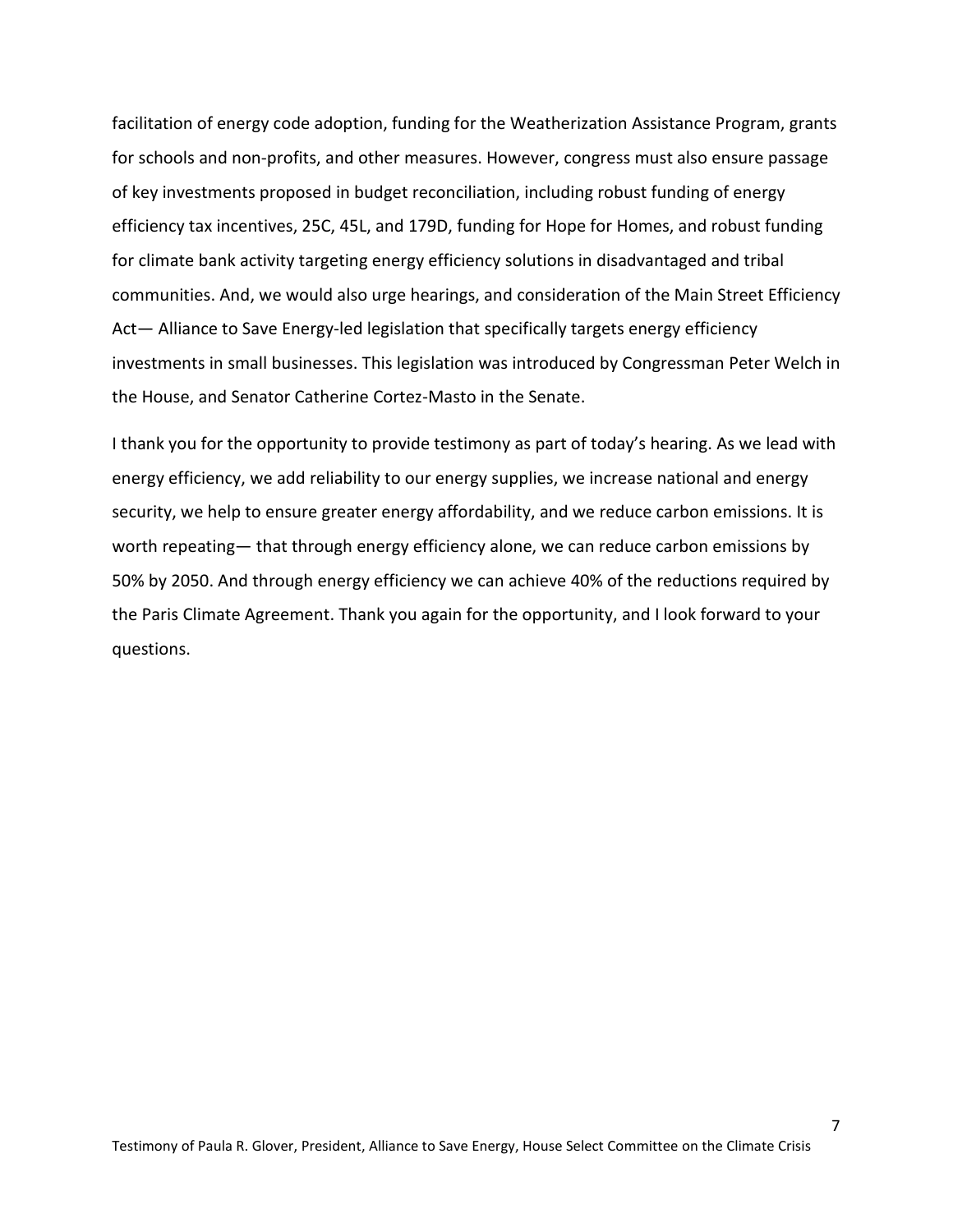facilitation of energy code adoption, funding for the Weatherization Assistance Program, grants for schools and non-profits, and other measures. However, congress must also ensure passage of key investments proposed in budget reconciliation, including robust funding of energy efficiency tax incentives, 25C, 45L, and 179D, funding for Hope for Homes, and robust funding for climate bank activity targeting energy efficiency solutions in disadvantaged and tribal communities. And, we would also urge hearings, and consideration of the Main Street Efficiency Act— Alliance to Save Energy-led legislation that specifically targets energy efficiency investments in small businesses. This legislation was introduced by Congressman Peter Welch in the House, and Senator Catherine Cortez-Masto in the Senate.

I thank you for the opportunity to provide testimony as part of today's hearing. As we lead with energy efficiency, we add reliability to our energy supplies, we increase national and energy security, we help to ensure greater energy affordability, and we reduce carbon emissions. It is worth repeating— that through energy efficiency alone, we can reduce carbon emissions by 50% by 2050. And through energy efficiency we can achieve 40% of the reductions required by the Paris Climate Agreement. Thank you again for the opportunity, and I look forward to your questions.